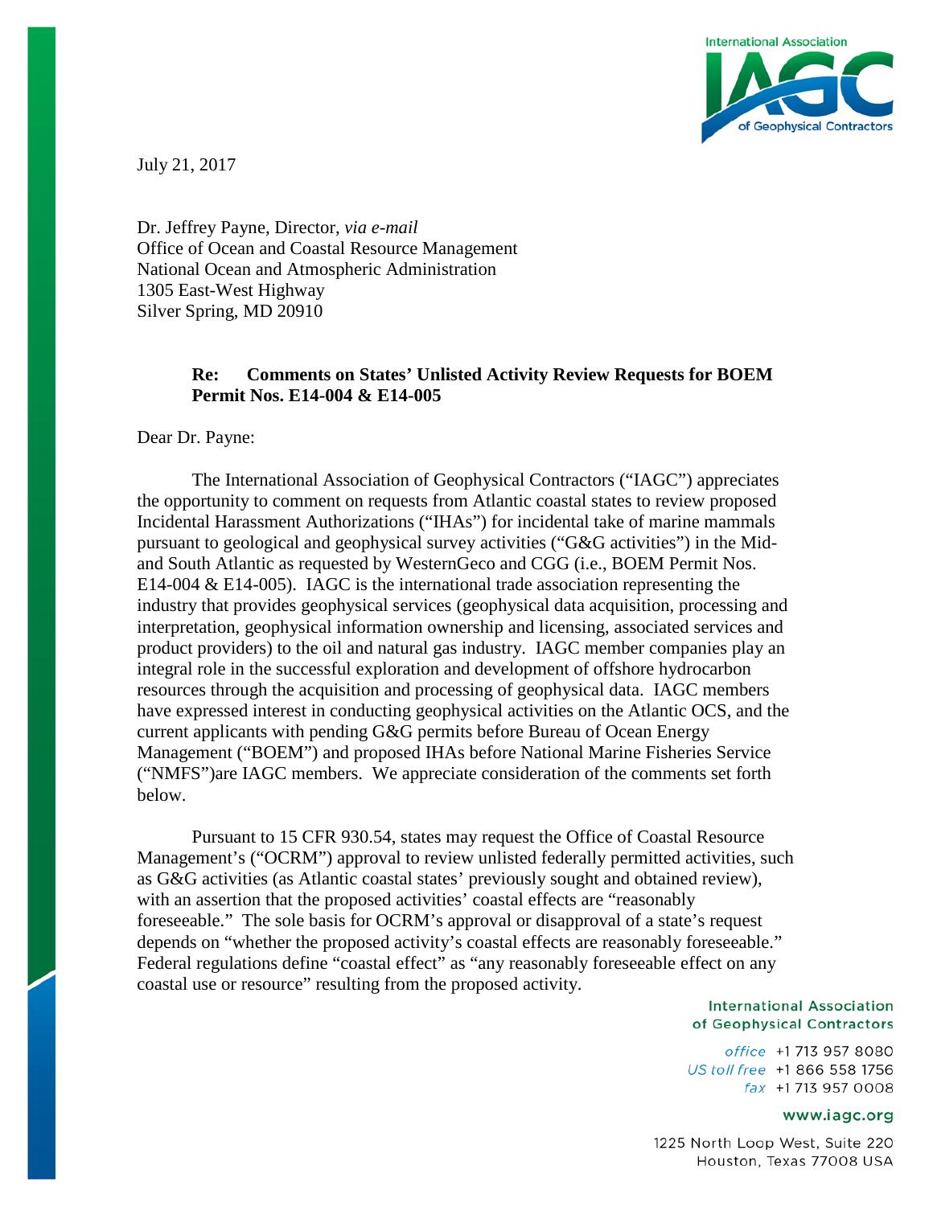July 21, 2017

Dr. Jeffrey Payne, Director, *via e-mail*
Office of Ocean and Coastal Resource Management
National Ocean and Atmospheric Administration
1305 East-West Highway
Silver Spring, MD 20910

**Re: Comments on States' Unlisted Activity Review Requests for BOEM Permit Nos. E14-004 & E14-005**

Dear Dr. Payne:

The International Association of Geophysical Contractors ("IAGC") appreciates the opportunity to comment on requests from Atlantic coastal states to review proposed Incidental Harassment Authorizations ("IHAs") for incidental take of marine mammals pursuant to geological and geophysical survey activities ("G&G activities") in the Mid- and South Atlantic as requested by WesternGeco and CGG (i.e., BOEM Permit Nos. E14-004 & E14-005). IAGC is the international trade association representing the industry that provides geophysical services (geophysical data acquisition, processing and interpretation, geophysical information ownership and licensing, associated services and product providers) to the oil and natural gas industry. IAGC member companies play an integral role in the successful exploration and development of offshore hydrocarbon resources through the acquisition and processing of geophysical data. IAGC members have expressed interest in conducting geophysical activities on the Atlantic OCS, and the current applicants with pending G&G permits before Bureau of Ocean Energy Management ("BOEM") and proposed IHAs before National Marine Fisheries Service ("NMFS")are IAGC members. We appreciate consideration of the comments set forth below.

Pursuant to 15 CFR 930.54, states may request the Office of Coastal Resource Management's ("OCRM") approval to review unlisted federally permitted activities, such as G&G activities (as Atlantic coastal states' previously sought and obtained review), with an assertion that the proposed activities' coastal effects are "reasonably foreseeable." The sole basis for OCRM's approval or disapproval of a state's request depends on "whether the proposed activity's coastal effects are reasonably foreseeable." Federal regulations define "coastal effect" as "any reasonably foreseeable effect on any coastal use or resource" resulting from the proposed activity.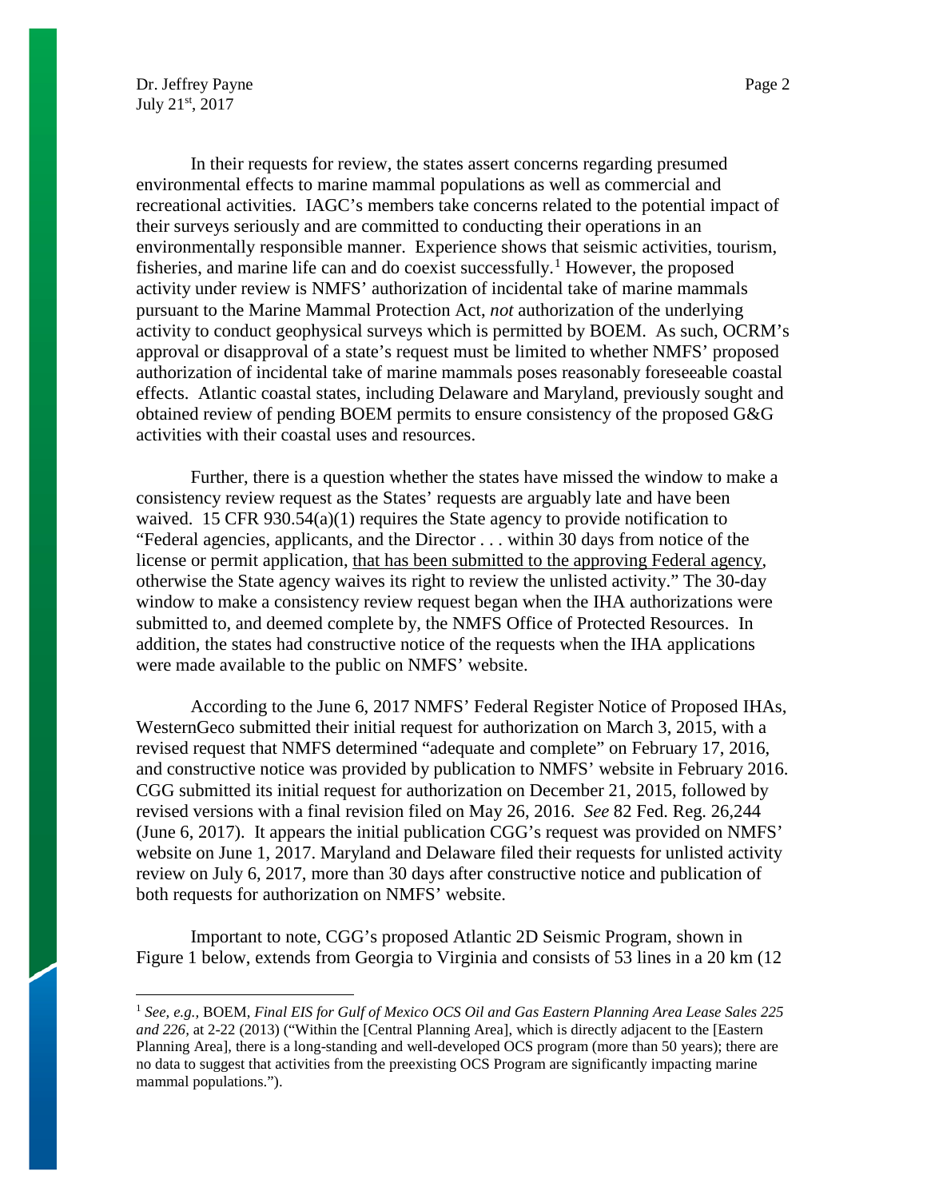In their requests for review, the states assert concerns regarding presumed environmental effects to marine mammal populations as well as commercial and recreational activities. IAGC's members take concerns related to the potential impact of their surveys seriously and are committed to conducting their operations in an environmentally responsible manner. Experience shows that seismic activities, tourism, fisheries, and marine life can and do coexist successfully.[1] However, the proposed activity under review is NMFS' authorization of incidental take of marine mammals pursuant to the Marine Mammal Protection Act, *not* authorization of the underlying activity to conduct geophysical surveys which is permitted by BOEM. As such, OCRM's approval or disapproval of a state's request must be limited to whether NMFS' proposed authorization of incidental take of marine mammals poses reasonably foreseeable coastal effects. Atlantic coastal states, including Delaware and Maryland, previously sought and obtained review of pending BOEM permits to ensure consistency of the proposed G&G activities with their coastal uses and resources.

Further, there is a question whether the states have missed the window to make a consistency review request as the States' requests are arguably late and have been waived. 15 CFR 930.54(a)(1) requires the State agency to provide notification to "Federal agencies, applicants, and the Director . . . within 30 days from notice of the license or permit application, <u>that has been submitted to the approving Federal agency</u>, otherwise the State agency waives its right to review the unlisted activity." The 30-day window to make a consistency review request began when the IHA authorizations were submitted to, and deemed complete by, the NMFS Office of Protected Resources. In addition, the states had constructive notice of the requests when the IHA applications were made available to the public on NMFS' website.

According to the June 6, 2017 NMFS' Federal Register Notice of Proposed IHAs, WesternGeco submitted their initial request for authorization on March 3, 2015, with a revised request that NMFS determined "adequate and complete" on February 17, 2016, and constructive notice was provided by publication to NMFS' website in February 2016. CGG submitted its initial request for authorization on December 21, 2015, followed by revised versions with a final revision filed on May 26, 2016. *See* 82 Fed. Reg. 26,244 (June 6, 2017). It appears the initial publication CGG's request was provided on NMFS' website on June 1, 2017. Maryland and Delaware filed their requests for unlisted activity review on July 6, 2017, more than 30 days after constructive notice and publication of both requests for authorization on NMFS' website.

Important to note, CGG's proposed Atlantic 2D Seismic Program, shown in Figure 1 below, extends from Georgia to Virginia and consists of 53 lines in a 20 km (12

---

[1] *See, e.g.,* BOEM, *Final EIS for Gulf of Mexico OCS Oil and Gas Eastern Planning Area Lease Sales 225 and 226,* at 2-22 (2013) ("Within the [Central Planning Area], which is directly adjacent to the [Eastern Planning Area], there is a long-standing and well-developed OCS program (more than 50 years); there are no data to suggest that activities from the preexisting OCS Program are significantly impacting marine mammal populations.").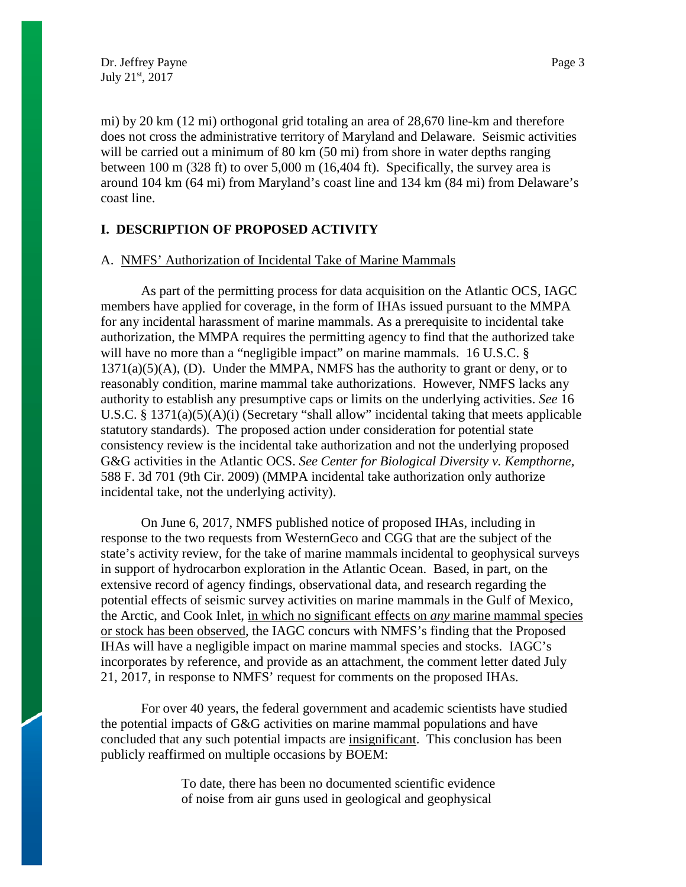mi) by 20 km (12 mi) orthogonal grid totaling an area of 28,670 line-km and therefore does not cross the administrative territory of Maryland and Delaware. Seismic activities will be carried out a minimum of 80 km (50 mi) from shore in water depths ranging between 100 m (328 ft) to over 5,000 m (16,404 ft). Specifically, the survey area is around 104 km (64 mi) from Maryland's coast line and 134 km (84 mi) from Delaware's coast line.

## I. DESCRIPTION OF PROPOSED ACTIVITY

### A. NMFS' Authorization of Incidental Take of Marine Mammals

As part of the permitting process for data acquisition on the Atlantic OCS, IAGC members have applied for coverage, in the form of IHAs issued pursuant to the MMPA for any incidental harassment of marine mammals. As a prerequisite to incidental take authorization, the MMPA requires the permitting agency to find that the authorized take will have no more than a "negligible impact" on marine mammals. 16 U.S.C. § 1371(a)(5)(A), (D). Under the MMPA, NMFS has the authority to grant or deny, or to reasonably condition, marine mammal take authorizations. However, NMFS lacks any authority to establish any presumptive caps or limits on the underlying activities. *See* 16 U.S.C. § 1371(a)(5)(A)(i) (Secretary "shall allow" incidental taking that meets applicable statutory standards). The proposed action under consideration for potential state consistency review is the incidental take authorization and not the underlying proposed G&G activities in the Atlantic OCS. *See Center for Biological Diversity v. Kempthorne*, 588 F. 3d 701 (9th Cir. 2009) (MMPA incidental take authorization only authorize incidental take, not the underlying activity).

On June 6, 2017, NMFS published notice of proposed IHAs, including in response to the two requests from WesternGeco and CGG that are the subject of the state's activity review, for the take of marine mammals incidental to geophysical surveys in support of hydrocarbon exploration in the Atlantic Ocean. Based, in part, on the extensive record of agency findings, observational data, and research regarding the potential effects of seismic survey activities on marine mammals in the Gulf of Mexico, the Arctic, and Cook Inlet, in which no significant effects on *any* marine mammal species or stock has been observed, the IAGC concurs with NMFS's finding that the Proposed IHAs will have a negligible impact on marine mammal species and stocks. IAGC's incorporates by reference, and provide as an attachment, the comment letter dated July 21, 2017, in response to NMFS' request for comments on the proposed IHAs.

For over 40 years, the federal government and academic scientists have studied the potential impacts of G&G activities on marine mammal populations and have concluded that any such potential impacts are insignificant. This conclusion has been publicly reaffirmed on multiple occasions by BOEM:

> To date, there has been no documented scientific evidence of noise from air guns used in geological and geophysical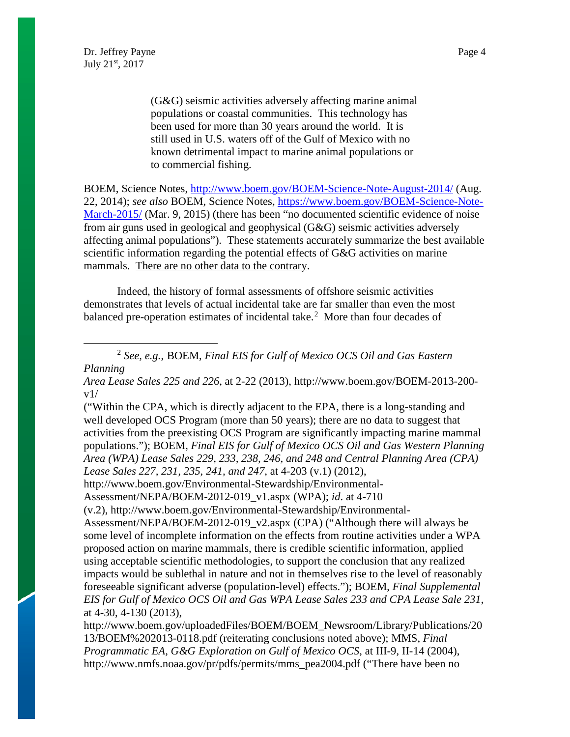> (G&G) seismic activities adversely affecting marine animal populations or coastal communities. This technology has been used for more than 30 years around the world. It is still used in U.S. waters off of the Gulf of Mexico with no known detrimental impact to marine animal populations or to commercial fishing.

BOEM, Science Notes, http://www.boem.gov/BOEM-Science-Note-August-2014/ (Aug. 22, 2014); *see also* BOEM, Science Notes, https://www.boem.gov/BOEM-Science-Note-March-2015/ (Mar. 9, 2015) (there has been "no documented scientific evidence of noise from air guns used in geological and geophysical (G&G) seismic activities adversely affecting animal populations"). These statements accurately summarize the best available scientific information regarding the potential effects of G&G activities on marine mammals. <u>There are no other data to the contrary</u>.

Indeed, the history of formal assessments of offshore seismic activities demonstrates that levels of actual incidental take are far smaller than even the most balanced pre-operation estimates of incidental take.[2] More than four decades of

---

[2] *See, e.g.*, BOEM, *Final EIS for Gulf of Mexico OCS Oil and Gas Eastern Planning Area Lease Sales 225 and 226*, at 2-22 (2013), http://www.boem.gov/BOEM-2013-200-v1/ ("Within the CPA, which is directly adjacent to the EPA, there is a long-standing and well developed OCS Program (more than 50 years); there are no data to suggest that activities from the preexisting OCS Program are significantly impacting marine mammal populations."); BOEM, *Final EIS for Gulf of Mexico OCS Oil and Gas Western Planning Area (WPA) Lease Sales 229, 233, 238, 246, and 248 and Central Planning Area (CPA) Lease Sales 227, 231, 235, 241, and 247*, at 4-203 (v.1) (2012), http://www.boem.gov/Environmental-Stewardship/Environmental-Assessment/NEPA/BOEM-2012-019_v1.aspx (WPA); *id*. at 4-710 (v.2), http://www.boem.gov/Environmental-Stewardship/Environmental-Assessment/NEPA/BOEM-2012-019_v2.aspx (CPA) ("Although there will always be some level of incomplete information on the effects from routine activities under a WPA proposed action on marine mammals, there is credible scientific information, applied using acceptable scientific methodologies, to support the conclusion that any realized impacts would be sublethal in nature and not in themselves rise to the level of reasonably foreseeable significant adverse (population-level) effects."); BOEM, *Final Supplemental EIS for Gulf of Mexico OCS Oil and Gas WPA Lease Sales 233 and CPA Lease Sale 231*, at 4-30, 4-130 (2013), http://www.boem.gov/uploadedFiles/BOEM/BOEM_Newsroom/Library/Publications/2013/BOEM%202013-0118.pdf (reiterating conclusions noted above); MMS, *Final Programmatic EA, G&G Exploration on Gulf of Mexico OCS*, at III-9, II-14 (2004), http://www.nmfs.noaa.gov/pr/pdfs/permits/mms_pea2004.pdf ("There have been no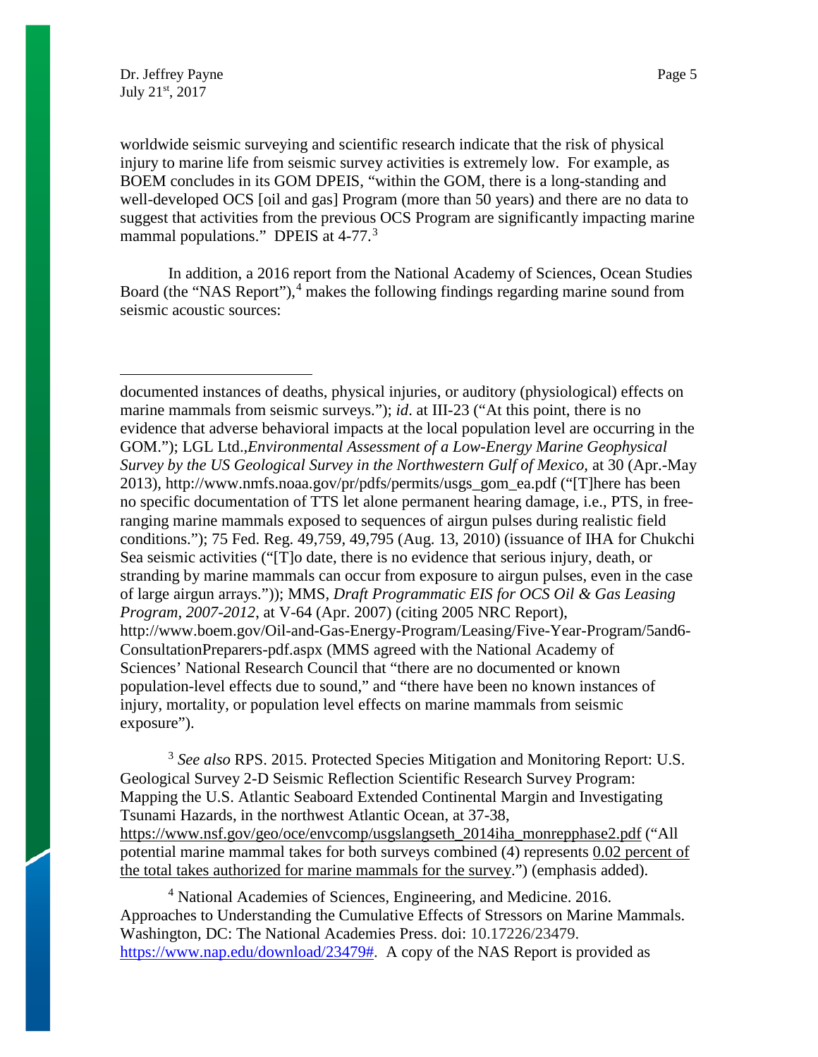worldwide seismic surveying and scientific research indicate that the risk of physical injury to marine life from seismic survey activities is extremely low. For example, as BOEM concludes in its GOM DPEIS, "within the GOM, there is a long-standing and well-developed OCS [oil and gas] Program (more than 50 years) and there are no data to suggest that activities from the previous OCS Program are significantly impacting marine mammal populations." DPEIS at 4-77.[3]

In addition, a 2016 report from the National Academy of Sciences, Ocean Studies Board (the "NAS Report"),[4] makes the following findings regarding marine sound from seismic acoustic sources:

---

documented instances of deaths, physical injuries, or auditory (physiological) effects on marine mammals from seismic surveys."); *id*. at III-23 ("At this point, there is no evidence that adverse behavioral impacts at the local population level are occurring in the GOM."); LGL Ltd.,*Environmental Assessment of a Low-Energy Marine Geophysical Survey by the US Geological Survey in the Northwestern Gulf of Mexico,* at 30 (Apr.-May 2013), http://www.nmfs.noaa.gov/pr/pdfs/permits/usgs_gom_ea.pdf ("[T]here has been no specific documentation of TTS let alone permanent hearing damage, i.e., PTS, in free-ranging marine mammals exposed to sequences of airgun pulses during realistic field conditions."); 75 Fed. Reg. 49,759, 49,795 (Aug. 13, 2010) (issuance of IHA for Chukchi Sea seismic activities ("[T]o date, there is no evidence that serious injury, death, or stranding by marine mammals can occur from exposure to airgun pulses, even in the case of large airgun arrays.")); MMS, *Draft Programmatic EIS for OCS Oil & Gas Leasing Program, 2007-2012*, at V-64 (Apr. 2007) (citing 2005 NRC Report), http://www.boem.gov/Oil-and-Gas-Energy-Program/Leasing/Five-Year-Program/5and6-ConsultationPreparers-pdf.aspx (MMS agreed with the National Academy of Sciences' National Research Council that "there are no documented or known population-level effects due to sound," and "there have been no known instances of injury, mortality, or population level effects on marine mammals from seismic exposure").

[3] *See also* RPS. 2015. Protected Species Mitigation and Monitoring Report: U.S. Geological Survey 2-D Seismic Reflection Scientific Research Survey Program: Mapping the U.S. Atlantic Seaboard Extended Continental Margin and Investigating Tsunami Hazards, in the northwest Atlantic Ocean, at 37-38, https://www.nsf.gov/geo/oce/envcomp/usgslangseth_2014iha_monrepphase2.pdf ("All potential marine mammal takes for both surveys combined (4) represents <u>0.02 percent of the total takes authorized for marine mammals for the survey</u>.") (emphasis added).

[4] National Academies of Sciences, Engineering, and Medicine. 2016. Approaches to Understanding the Cumulative Effects of Stressors on Marine Mammals. Washington, DC: The National Academies Press. doi: 10.17226/23479. https://www.nap.edu/download/23479#. A copy of the NAS Report is provided as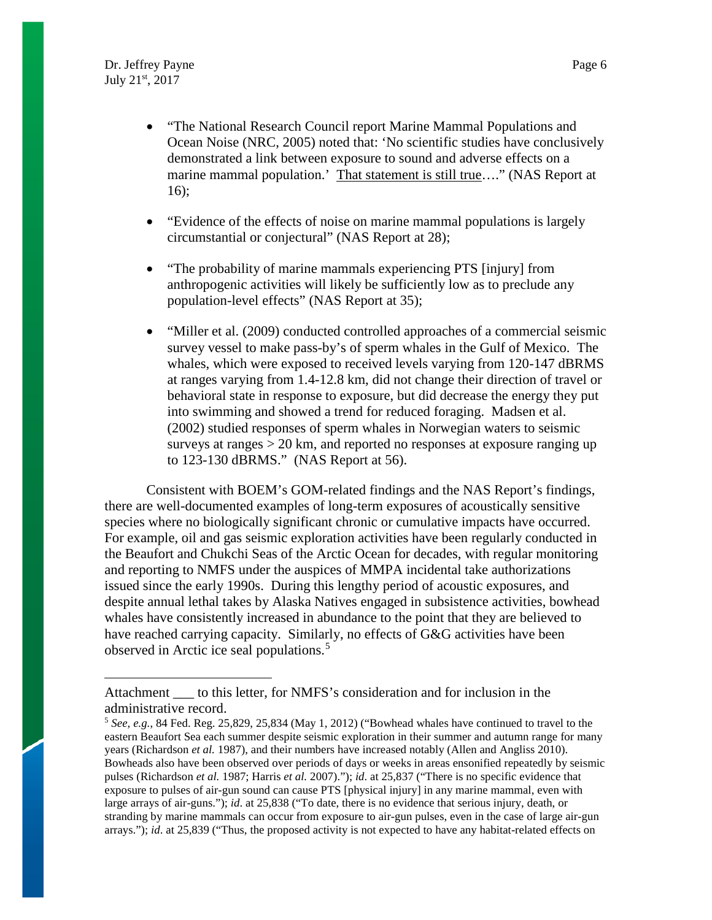- "The National Research Council report Marine Mammal Populations and Ocean Noise (NRC, 2005) noted that: 'No scientific studies have conclusively demonstrated a link between exposure to sound and adverse effects on a marine mammal population.' <u>That statement is still true</u>…." (NAS Report at 16);

- "Evidence of the effects of noise on marine mammal populations is largely circumstantial or conjectural" (NAS Report at 28);

- "The probability of marine mammals experiencing PTS [injury] from anthropogenic activities will likely be sufficiently low as to preclude any population-level effects" (NAS Report at 35);

- "Miller et al. (2009) conducted controlled approaches of a commercial seismic survey vessel to make pass-by's of sperm whales in the Gulf of Mexico. The whales, which were exposed to received levels varying from 120-147 dBRMS at ranges varying from 1.4-12.8 km, did not change their direction of travel or behavioral state in response to exposure, but did decrease the energy they put into swimming and showed a trend for reduced foraging. Madsen et al. (2002) studied responses of sperm whales in Norwegian waters to seismic surveys at ranges > 20 km, and reported no responses at exposure ranging up to 123-130 dBRMS." (NAS Report at 56).

Consistent with BOEM's GOM-related findings and the NAS Report's findings, there are well-documented examples of long-term exposures of acoustically sensitive species where no biologically significant chronic or cumulative impacts have occurred. For example, oil and gas seismic exploration activities have been regularly conducted in the Beaufort and Chukchi Seas of the Arctic Ocean for decades, with regular monitoring and reporting to NMFS under the auspices of MMPA incidental take authorizations issued since the early 1990s. During this lengthy period of acoustic exposures, and despite annual lethal takes by Alaska Natives engaged in subsistence activities, bowhead whales have consistently increased in abundance to the point that they are believed to have reached carrying capacity. Similarly, no effects of G&G activities have been observed in Arctic ice seal populations.[5]

---

Attachment ___ to this letter, for NMFS's consideration and for inclusion in the administrative record.

[5] *See, e.g.*, 84 Fed. Reg. 25,829, 25,834 (May 1, 2012) ("Bowhead whales have continued to travel to the eastern Beaufort Sea each summer despite seismic exploration in their summer and autumn range for many years (Richardson *et al.* 1987), and their numbers have increased notably (Allen and Angliss 2010). Bowheads also have been observed over periods of days or weeks in areas ensonified repeatedly by seismic pulses (Richardson *et al.* 1987; Harris *et al.* 2007)."); *id*. at 25,837 ("There is no specific evidence that exposure to pulses of air-gun sound can cause PTS [physical injury] in any marine mammal, even with large arrays of air-guns."); *id*. at 25,838 ("To date, there is no evidence that serious injury, death, or stranding by marine mammals can occur from exposure to air-gun pulses, even in the case of large air-gun arrays."); *id*. at 25,839 ("Thus, the proposed activity is not expected to have any habitat-related effects on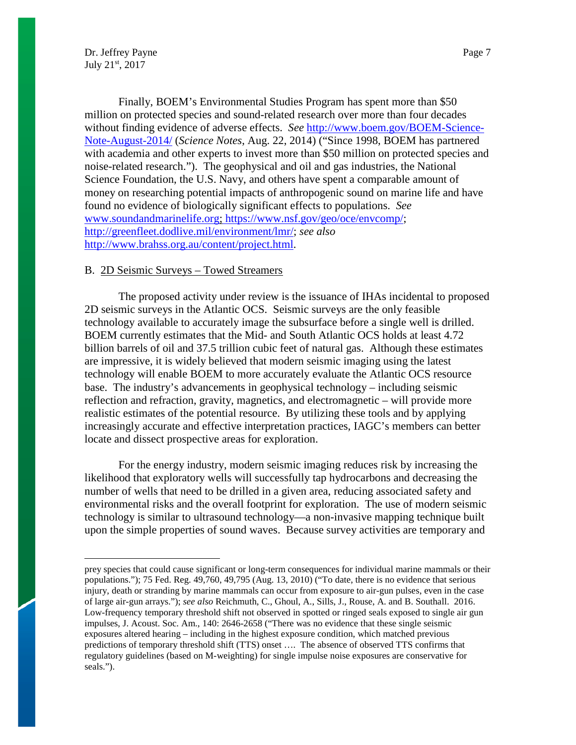Finally, BOEM's Environmental Studies Program has spent more than $50 million on protected species and sound-related research over more than four decades without finding evidence of adverse effects. *See* http://www.boem.gov/BOEM-Science-Note-August-2014/ (*Science Notes*, Aug. 22, 2014) ("Since 1998, BOEM has partnered with academia and other experts to invest more than $50 million on protected species and noise-related research."). The geophysical and oil and gas industries, the National Science Foundation, the U.S. Navy, and others have spent a comparable amount of money on researching potential impacts of anthropogenic sound on marine life and have found no evidence of biologically significant effects to populations. *See* www.soundandmarinelife.org; https://www.nsf.gov/geo/oce/envcomp/; http://greenfleet.dodlive.mil/environment/lmr/; *see also* http://www.brahss.org.au/content/project.html.

## B. 2D Seismic Surveys – Towed Streamers

The proposed activity under review is the issuance of IHAs incidental to proposed 2D seismic surveys in the Atlantic OCS. Seismic surveys are the only feasible technology available to accurately image the subsurface before a single well is drilled. BOEM currently estimates that the Mid- and South Atlantic OCS holds at least 4.72 billion barrels of oil and 37.5 trillion cubic feet of natural gas. Although these estimates are impressive, it is widely believed that modern seismic imaging using the latest technology will enable BOEM to more accurately evaluate the Atlantic OCS resource base. The industry's advancements in geophysical technology – including seismic reflection and refraction, gravity, magnetics, and electromagnetic – will provide more realistic estimates of the potential resource. By utilizing these tools and by applying increasingly accurate and effective interpretation practices, IAGC's members can better locate and dissect prospective areas for exploration.

For the energy industry, modern seismic imaging reduces risk by increasing the likelihood that exploratory wells will successfully tap hydrocarbons and decreasing the number of wells that need to be drilled in a given area, reducing associated safety and environmental risks and the overall footprint for exploration. The use of modern seismic technology is similar to ultrasound technology—a non-invasive mapping technique built upon the simple properties of sound waves. Because survey activities are temporary and

---

prey species that could cause significant or long-term consequences for individual marine mammals or their populations."); 75 Fed. Reg. 49,760, 49,795 (Aug. 13, 2010) ("To date, there is no evidence that serious injury, death or stranding by marine mammals can occur from exposure to air-gun pulses, even in the case of large air-gun arrays."); *see also* Reichmuth, C., Ghoul, A., Sills, J., Rouse, A. and B. Southall. 2016. Low-frequency temporary threshold shift not observed in spotted or ringed seals exposed to single air gun impulses, J. Acoust. Soc. Am., 140: 2646-2658 ("There was no evidence that these single seismic exposures altered hearing – including in the highest exposure condition, which matched previous predictions of temporary threshold shift (TTS) onset …. The absence of observed TTS confirms that regulatory guidelines (based on M-weighting) for single impulse noise exposures are conservative for seals.").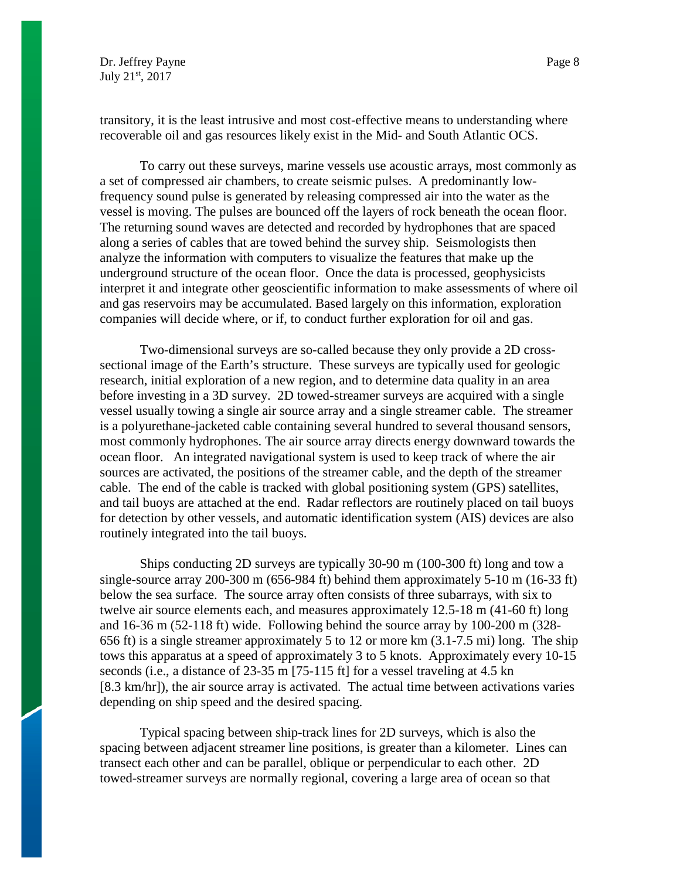transitory, it is the least intrusive and most cost-effective means to understanding where recoverable oil and gas resources likely exist in the Mid- and South Atlantic OCS.

To carry out these surveys, marine vessels use acoustic arrays, most commonly as a set of compressed air chambers, to create seismic pulses. A predominantly low-frequency sound pulse is generated by releasing compressed air into the water as the vessel is moving. The pulses are bounced off the layers of rock beneath the ocean floor. The returning sound waves are detected and recorded by hydrophones that are spaced along a series of cables that are towed behind the survey ship. Seismologists then analyze the information with computers to visualize the features that make up the underground structure of the ocean floor. Once the data is processed, geophysicists interpret it and integrate other geoscientific information to make assessments of where oil and gas reservoirs may be accumulated. Based largely on this information, exploration companies will decide where, or if, to conduct further exploration for oil and gas.

Two-dimensional surveys are so-called because they only provide a 2D cross-sectional image of the Earth's structure. These surveys are typically used for geologic research, initial exploration of a new region, and to determine data quality in an area before investing in a 3D survey. 2D towed-streamer surveys are acquired with a single vessel usually towing a single air source array and a single streamer cable. The streamer is a polyurethane-jacketed cable containing several hundred to several thousand sensors, most commonly hydrophones. The air source array directs energy downward towards the ocean floor. An integrated navigational system is used to keep track of where the air sources are activated, the positions of the streamer cable, and the depth of the streamer cable. The end of the cable is tracked with global positioning system (GPS) satellites, and tail buoys are attached at the end. Radar reflectors are routinely placed on tail buoys for detection by other vessels, and automatic identification system (AIS) devices are also routinely integrated into the tail buoys.

Ships conducting 2D surveys are typically 30-90 m (100-300 ft) long and tow a single-source array 200-300 m (656-984 ft) behind them approximately 5-10 m (16-33 ft) below the sea surface. The source array often consists of three subarrays, with six to twelve air source elements each, and measures approximately 12.5-18 m (41-60 ft) long and 16-36 m (52-118 ft) wide. Following behind the source array by 100-200 m (328-656 ft) is a single streamer approximately 5 to 12 or more km (3.1-7.5 mi) long. The ship tows this apparatus at a speed of approximately 3 to 5 knots. Approximately every 10-15 seconds (i.e., a distance of 23-35 m [75-115 ft] for a vessel traveling at 4.5 kn [8.3 km/hr]), the air source array is activated. The actual time between activations varies depending on ship speed and the desired spacing.

Typical spacing between ship-track lines for 2D surveys, which is also the spacing between adjacent streamer line positions, is greater than a kilometer. Lines can transect each other and can be parallel, oblique or perpendicular to each other. 2D towed-streamer surveys are normally regional, covering a large area of ocean so that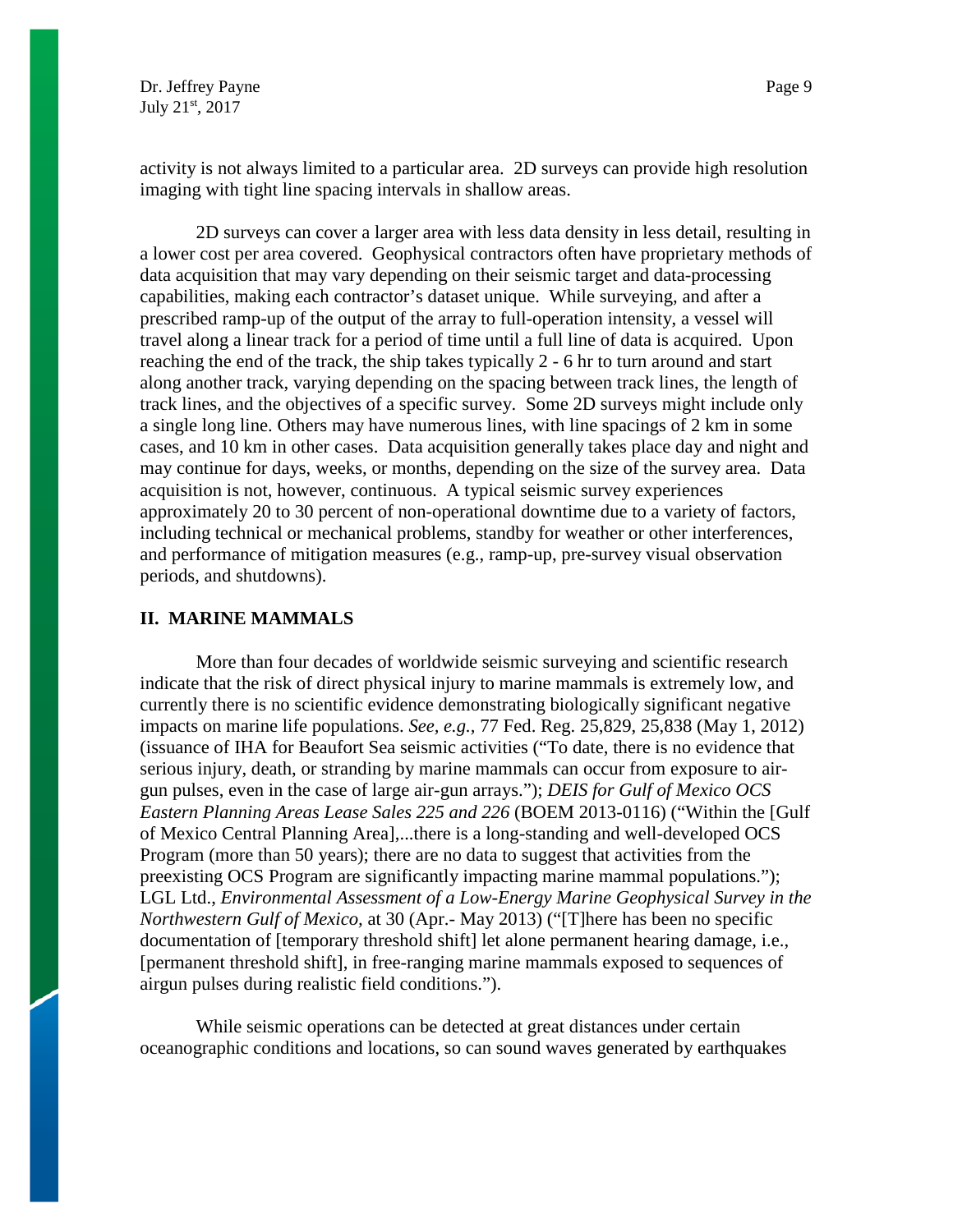activity is not always limited to a particular area. 2D surveys can provide high resolution imaging with tight line spacing intervals in shallow areas.

2D surveys can cover a larger area with less data density in less detail, resulting in a lower cost per area covered. Geophysical contractors often have proprietary methods of data acquisition that may vary depending on their seismic target and data-processing capabilities, making each contractor's dataset unique. While surveying, and after a prescribed ramp-up of the output of the array to full-operation intensity, a vessel will travel along a linear track for a period of time until a full line of data is acquired. Upon reaching the end of the track, the ship takes typically 2 - 6 hr to turn around and start along another track, varying depending on the spacing between track lines, the length of track lines, and the objectives of a specific survey. Some 2D surveys might include only a single long line. Others may have numerous lines, with line spacings of 2 km in some cases, and 10 km in other cases. Data acquisition generally takes place day and night and may continue for days, weeks, or months, depending on the size of the survey area. Data acquisition is not, however, continuous. A typical seismic survey experiences approximately 20 to 30 percent of non-operational downtime due to a variety of factors, including technical or mechanical problems, standby for weather or other interferences, and performance of mitigation measures (e.g., ramp-up, pre-survey visual observation periods, and shutdowns).

## II. MARINE MAMMALS

More than four decades of worldwide seismic surveying and scientific research indicate that the risk of direct physical injury to marine mammals is extremely low, and currently there is no scientific evidence demonstrating biologically significant negative impacts on marine life populations. *See, e.g.,* 77 Fed. Reg. 25,829, 25,838 (May 1, 2012) (issuance of IHA for Beaufort Sea seismic activities ("To date, there is no evidence that serious injury, death, or stranding by marine mammals can occur from exposure to air-gun pulses, even in the case of large air-gun arrays."); *DEIS for Gulf of Mexico OCS Eastern Planning Areas Lease Sales 225 and 226* (BOEM 2013-0116) ("Within the [Gulf of Mexico Central Planning Area],...there is a long-standing and well-developed OCS Program (more than 50 years); there are no data to suggest that activities from the preexisting OCS Program are significantly impacting marine mammal populations."); LGL Ltd., *Environmental Assessment of a Low-Energy Marine Geophysical Survey in the Northwestern Gulf of Mexico,* at 30 (Apr.- May 2013) ("[T]here has been no specific documentation of [temporary threshold shift] let alone permanent hearing damage, i.e., [permanent threshold shift], in free-ranging marine mammals exposed to sequences of airgun pulses during realistic field conditions.").

While seismic operations can be detected at great distances under certain oceanographic conditions and locations, so can sound waves generated by earthquakes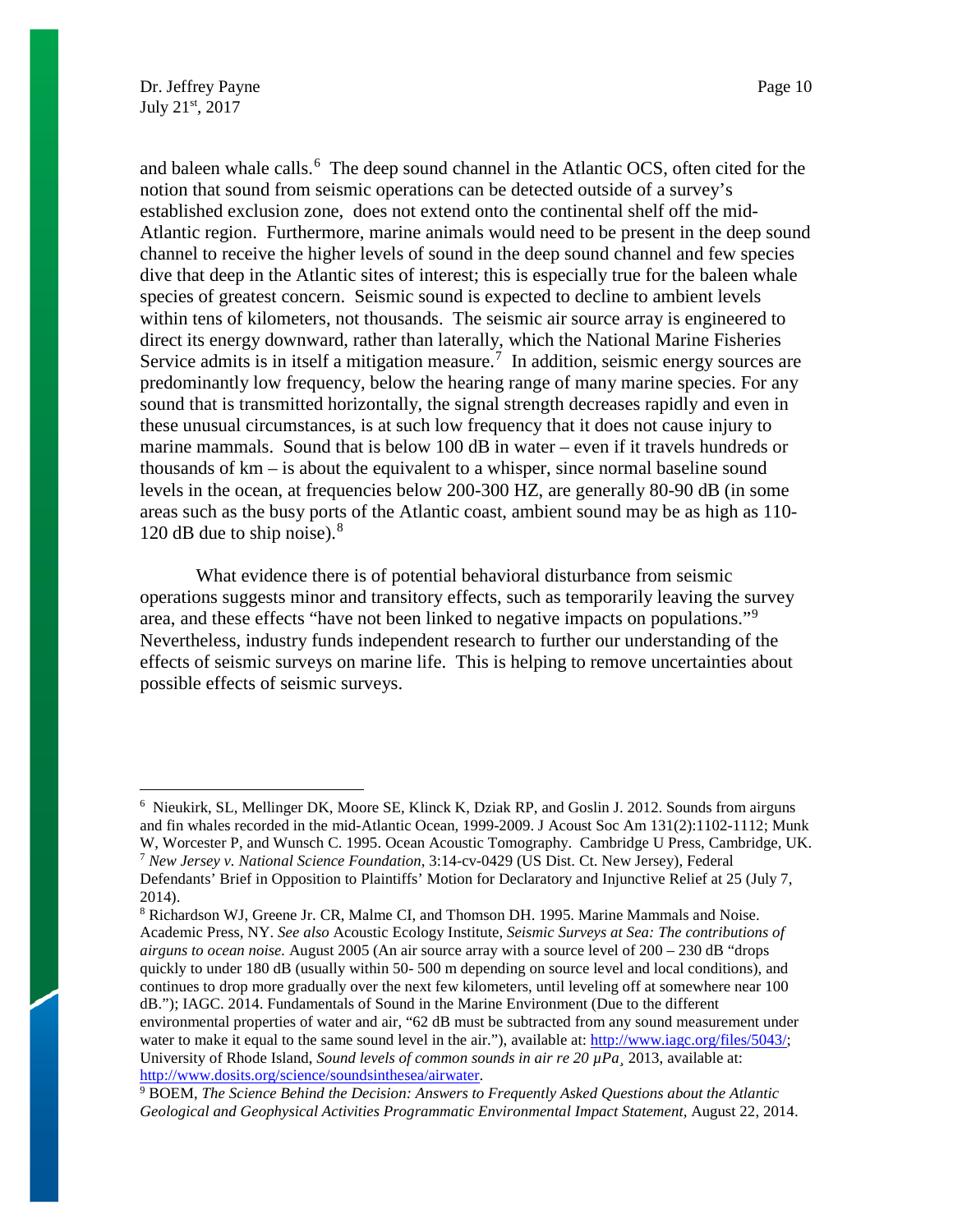and baleen whale calls.[6] The deep sound channel in the Atlantic OCS, often cited for the notion that sound from seismic operations can be detected outside of a survey's established exclusion zone, does not extend onto the continental shelf off the mid-Atlantic region. Furthermore, marine animals would need to be present in the deep sound channel to receive the higher levels of sound in the deep sound channel and few species dive that deep in the Atlantic sites of interest; this is especially true for the baleen whale species of greatest concern. Seismic sound is expected to decline to ambient levels within tens of kilometers, not thousands. The seismic air source array is engineered to direct its energy downward, rather than laterally, which the National Marine Fisheries Service admits is in itself a mitigation measure.[7] In addition, seismic energy sources are predominantly low frequency, below the hearing range of many marine species. For any sound that is transmitted horizontally, the signal strength decreases rapidly and even in these unusual circumstances, is at such low frequency that it does not cause injury to marine mammals. Sound that is below 100 dB in water – even if it travels hundreds or thousands of km – is about the equivalent to a whisper, since normal baseline sound levels in the ocean, at frequencies below 200-300 HZ, are generally 80-90 dB (in some areas such as the busy ports of the Atlantic coast, ambient sound may be as high as 110-120 dB due to ship noise).[8]

What evidence there is of potential behavioral disturbance from seismic operations suggests minor and transitory effects, such as temporarily leaving the survey area, and these effects "have not been linked to negative impacts on populations."[9] Nevertheless, industry funds independent research to further our understanding of the effects of seismic surveys on marine life. This is helping to remove uncertainties about possible effects of seismic surveys.

---

[6] Nieukirk, SL, Mellinger DK, Moore SE, Klinck K, Dziak RP, and Goslin J. 2012. Sounds from airguns and fin whales recorded in the mid-Atlantic Ocean, 1999-2009. J Acoust Soc Am 131(2):1102-1112; Munk W, Worcester P, and Wunsch C. 1995. Ocean Acoustic Tomography. Cambridge U Press, Cambridge, UK.

[7] *New Jersey v. National Science Foundation*, 3:14-cv-0429 (US Dist. Ct. New Jersey), Federal Defendants' Brief in Opposition to Plaintiffs' Motion for Declaratory and Injunctive Relief at 25 (July 7, 2014).

[8] Richardson WJ, Greene Jr. CR, Malme CI, and Thomson DH. 1995. Marine Mammals and Noise. Academic Press, NY. *See also* Acoustic Ecology Institute, *Seismic Surveys at Sea: The contributions of airguns to ocean noise.* August 2005 (An air source array with a source level of 200 – 230 dB "drops quickly to under 180 dB (usually within 50- 500 m depending on source level and local conditions), and continues to drop more gradually over the next few kilometers, until leveling off at somewhere near 100 dB."); IAGC. 2014. Fundamentals of Sound in the Marine Environment (Due to the different environmental properties of water and air, "62 dB must be subtracted from any sound measurement under water to make it equal to the same sound level in the air."), available at: http://www.iagc.org/files/5043/; University of Rhode Island, *Sound levels of common sounds in air re 20 µPa*¸ 2013, available at: http://www.dosits.org/science/soundsinthesea/airwater.

[9] BOEM, *The Science Behind the Decision: Answers to Frequently Asked Questions about the Atlantic Geological and Geophysical Activities Programmatic Environmental Impact Statement*, August 22, 2014.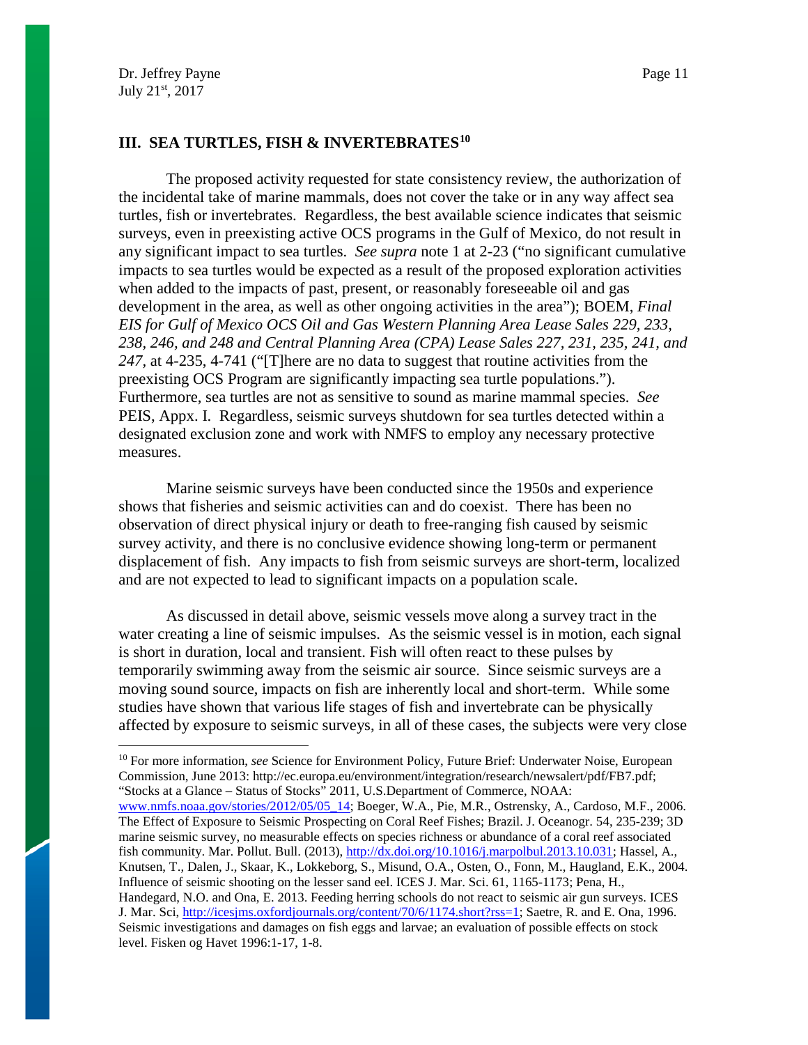### III. SEA TURTLES, FISH & INVERTEBRATES[10]

The proposed activity requested for state consistency review, the authorization of the incidental take of marine mammals, does not cover the take or in any way affect sea turtles, fish or invertebrates. Regardless, the best available science indicates that seismic surveys, even in preexisting active OCS programs in the Gulf of Mexico, do not result in any significant impact to sea turtles. *See supra* note 1 at 2-23 ("no significant cumulative impacts to sea turtles would be expected as a result of the proposed exploration activities when added to the impacts of past, present, or reasonably foreseeable oil and gas development in the area, as well as other ongoing activities in the area"); BOEM, *Final EIS for Gulf of Mexico OCS Oil and Gas Western Planning Area Lease Sales 229, 233, 238, 246, and 248 and Central Planning Area (CPA) Lease Sales 227, 231, 235, 241, and 247*, at 4-235, 4-741 ("[T]here are no data to suggest that routine activities from the preexisting OCS Program are significantly impacting sea turtle populations."). Furthermore, sea turtles are not as sensitive to sound as marine mammal species. *See* PEIS, Appx. I. Regardless, seismic surveys shutdown for sea turtles detected within a designated exclusion zone and work with NMFS to employ any necessary protective measures.

Marine seismic surveys have been conducted since the 1950s and experience shows that fisheries and seismic activities can and do coexist. There has been no observation of direct physical injury or death to free-ranging fish caused by seismic survey activity, and there is no conclusive evidence showing long-term or permanent displacement of fish. Any impacts to fish from seismic surveys are short-term, localized and are not expected to lead to significant impacts on a population scale.

As discussed in detail above, seismic vessels move along a survey tract in the water creating a line of seismic impulses. As the seismic vessel is in motion, each signal is short in duration, local and transient. Fish will often react to these pulses by temporarily swimming away from the seismic air source. Since seismic surveys are a moving sound source, impacts on fish are inherently local and short-term. While some studies have shown that various life stages of fish and invertebrate can be physically affected by exposure to seismic surveys, in all of these cases, the subjects were very close

---

[10] For more information, *see* Science for Environment Policy, Future Brief: Underwater Noise, European Commission, June 2013: http://ec.europa.eu/environment/integration/research/newsalert/pdf/FB7.pdf; "Stocks at a Glance – Status of Stocks" 2011, U.S.Department of Commerce, NOAA: www.nmfs.noaa.gov/stories/2012/05/05_14; Boeger, W.A., Pie, M.R., Ostrensky, A., Cardoso, M.F., 2006. The Effect of Exposure to Seismic Prospecting on Coral Reef Fishes; Brazil. J. Oceanogr. 54, 235-239; 3D marine seismic survey, no measurable effects on species richness or abundance of a coral reef associated fish community. Mar. Pollut. Bull. (2013), http://dx.doi.org/10.1016/j.marpolbul.2013.10.031; Hassel, A., Knutsen, T., Dalen, J., Skaar, K., Lokkeborg, S., Misund, O.A., Osten, O., Fonn, M., Haugland, E.K., 2004. Influence of seismic shooting on the lesser sand eel. ICES J. Mar. Sci. 61, 1165-1173; Pena, H., Handegard, N.O. and Ona, E. 2013. Feeding herring schools do not react to seismic air gun surveys. ICES J. Mar. Sci, http://icesjms.oxfordjournals.org/content/70/6/1174.short?rss=1; Saetre, R. and E. Ona, 1996. Seismic investigations and damages on fish eggs and larvae; an evaluation of possible effects on stock level. Fisken og Havet 1996:1-17, 1-8.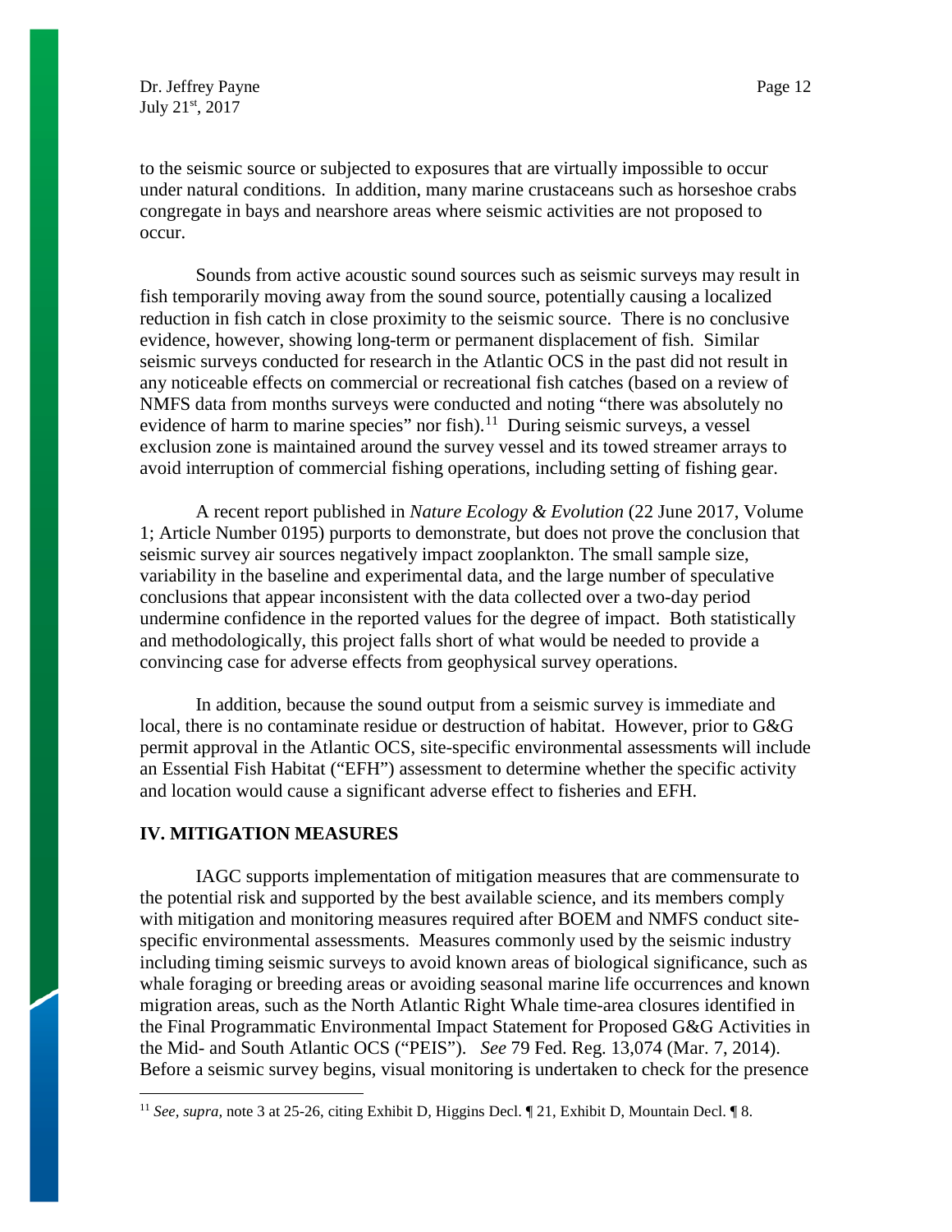to the seismic source or subjected to exposures that are virtually impossible to occur under natural conditions. In addition, many marine crustaceans such as horseshoe crabs congregate in bays and nearshore areas where seismic activities are not proposed to occur.

Sounds from active acoustic sound sources such as seismic surveys may result in fish temporarily moving away from the sound source, potentially causing a localized reduction in fish catch in close proximity to the seismic source. There is no conclusive evidence, however, showing long-term or permanent displacement of fish. Similar seismic surveys conducted for research in the Atlantic OCS in the past did not result in any noticeable effects on commercial or recreational fish catches (based on a review of NMFS data from months surveys were conducted and noting "there was absolutely no evidence of harm to marine species" nor fish).[11] During seismic surveys, a vessel exclusion zone is maintained around the survey vessel and its towed streamer arrays to avoid interruption of commercial fishing operations, including setting of fishing gear.

A recent report published in *Nature Ecology & Evolution* (22 June 2017, Volume 1; Article Number 0195) purports to demonstrate, but does not prove the conclusion that seismic survey air sources negatively impact zooplankton. The small sample size, variability in the baseline and experimental data, and the large number of speculative conclusions that appear inconsistent with the data collected over a two-day period undermine confidence in the reported values for the degree of impact. Both statistically and methodologically, this project falls short of what would be needed to provide a convincing case for adverse effects from geophysical survey operations.

In addition, because the sound output from a seismic survey is immediate and local, there is no contaminate residue or destruction of habitat. However, prior to G&G permit approval in the Atlantic OCS, site-specific environmental assessments will include an Essential Fish Habitat ("EFH") assessment to determine whether the specific activity and location would cause a significant adverse effect to fisheries and EFH.

## IV. MITIGATION MEASURES

IAGC supports implementation of mitigation measures that are commensurate to the potential risk and supported by the best available science, and its members comply with mitigation and monitoring measures required after BOEM and NMFS conduct site-specific environmental assessments. Measures commonly used by the seismic industry including timing seismic surveys to avoid known areas of biological significance, such as whale foraging or breeding areas or avoiding seasonal marine life occurrences and known migration areas, such as the North Atlantic Right Whale time-area closures identified in the Final Programmatic Environmental Impact Statement for Proposed G&G Activities in the Mid- and South Atlantic OCS ("PEIS"). *See* 79 Fed. Reg. 13,074 (Mar. 7, 2014). Before a seismic survey begins, visual monitoring is undertaken to check for the presence

---

[11] *See, supra,* note 3 at 25-26, citing Exhibit D, Higgins Decl. ¶ 21, Exhibit D, Mountain Decl. ¶ 8.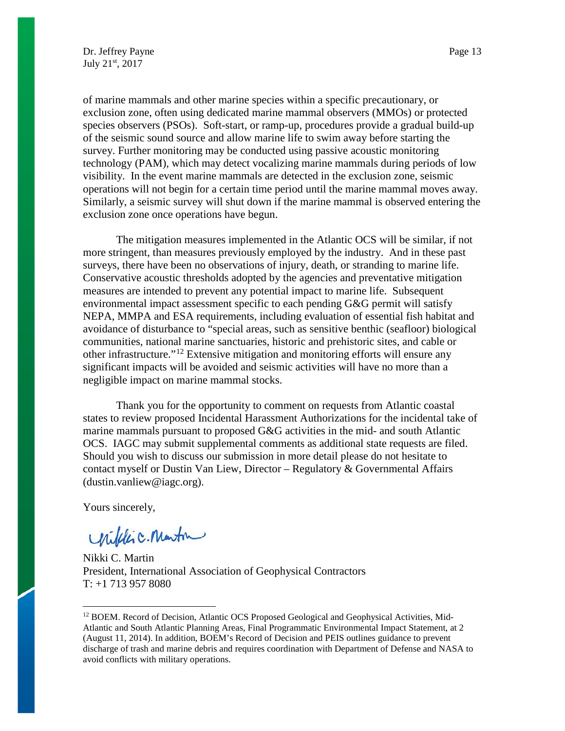of marine mammals and other marine species within a specific precautionary, or exclusion zone, often using dedicated marine mammal observers (MMOs) or protected species observers (PSOs). Soft-start, or ramp-up, procedures provide a gradual build-up of the seismic sound source and allow marine life to swim away before starting the survey. Further monitoring may be conducted using passive acoustic monitoring technology (PAM), which may detect vocalizing marine mammals during periods of low visibility. In the event marine mammals are detected in the exclusion zone, seismic operations will not begin for a certain time period until the marine mammal moves away. Similarly, a seismic survey will shut down if the marine mammal is observed entering the exclusion zone once operations have begun.

The mitigation measures implemented in the Atlantic OCS will be similar, if not more stringent, than measures previously employed by the industry. And in these past surveys, there have been no observations of injury, death, or stranding to marine life. Conservative acoustic thresholds adopted by the agencies and preventative mitigation measures are intended to prevent any potential impact to marine life. Subsequent environmental impact assessment specific to each pending G&G permit will satisfy NEPA, MMPA and ESA requirements, including evaluation of essential fish habitat and avoidance of disturbance to "special areas, such as sensitive benthic (seafloor) biological communities, national marine sanctuaries, historic and prehistoric sites, and cable or other infrastructure."[12] Extensive mitigation and monitoring efforts will ensure any significant impacts will be avoided and seismic activities will have no more than a negligible impact on marine mammal stocks.

Thank you for the opportunity to comment on requests from Atlantic coastal states to review proposed Incidental Harassment Authorizations for the incidental take of marine mammals pursuant to proposed G&G activities in the mid- and south Atlantic OCS. IAGC may submit supplemental comments as additional state requests are filed. Should you wish to discuss our submission in more detail please do not hesitate to contact myself or Dustin Van Liew, Director – Regulatory & Governmental Affairs (dustin.vanliew@iagc.org).

Yours sincerely,

Nikki C. Martin
President, International Association of Geophysical Contractors
T: +1 713 957 8080

---

[12] BOEM. Record of Decision, Atlantic OCS Proposed Geological and Geophysical Activities, Mid-Atlantic and South Atlantic Planning Areas, Final Programmatic Environmental Impact Statement, at 2 (August 11, 2014). In addition, BOEM's Record of Decision and PEIS outlines guidance to prevent discharge of trash and marine debris and requires coordination with Department of Defense and NASA to avoid conflicts with military operations.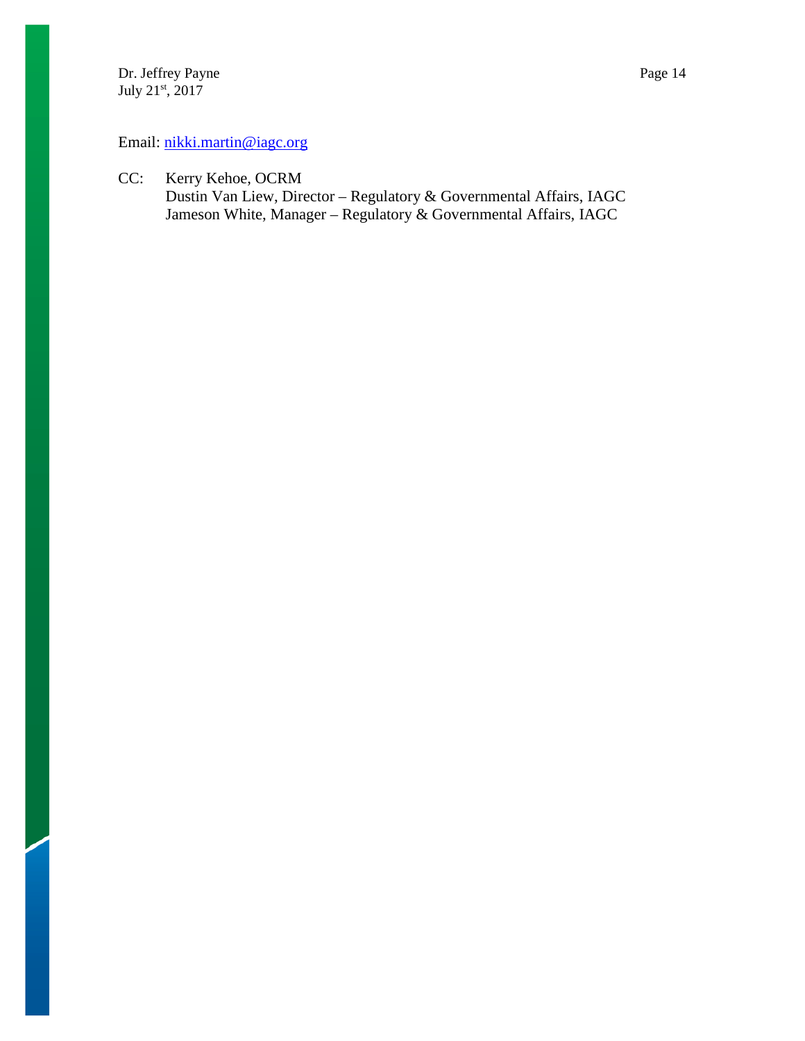Email: nikki.martin@iagc.org

CC: Kerry Kehoe, OCRM
Dustin Van Liew, Director – Regulatory & Governmental Affairs, IAGC
Jameson White, Manager – Regulatory & Governmental Affairs, IAGC